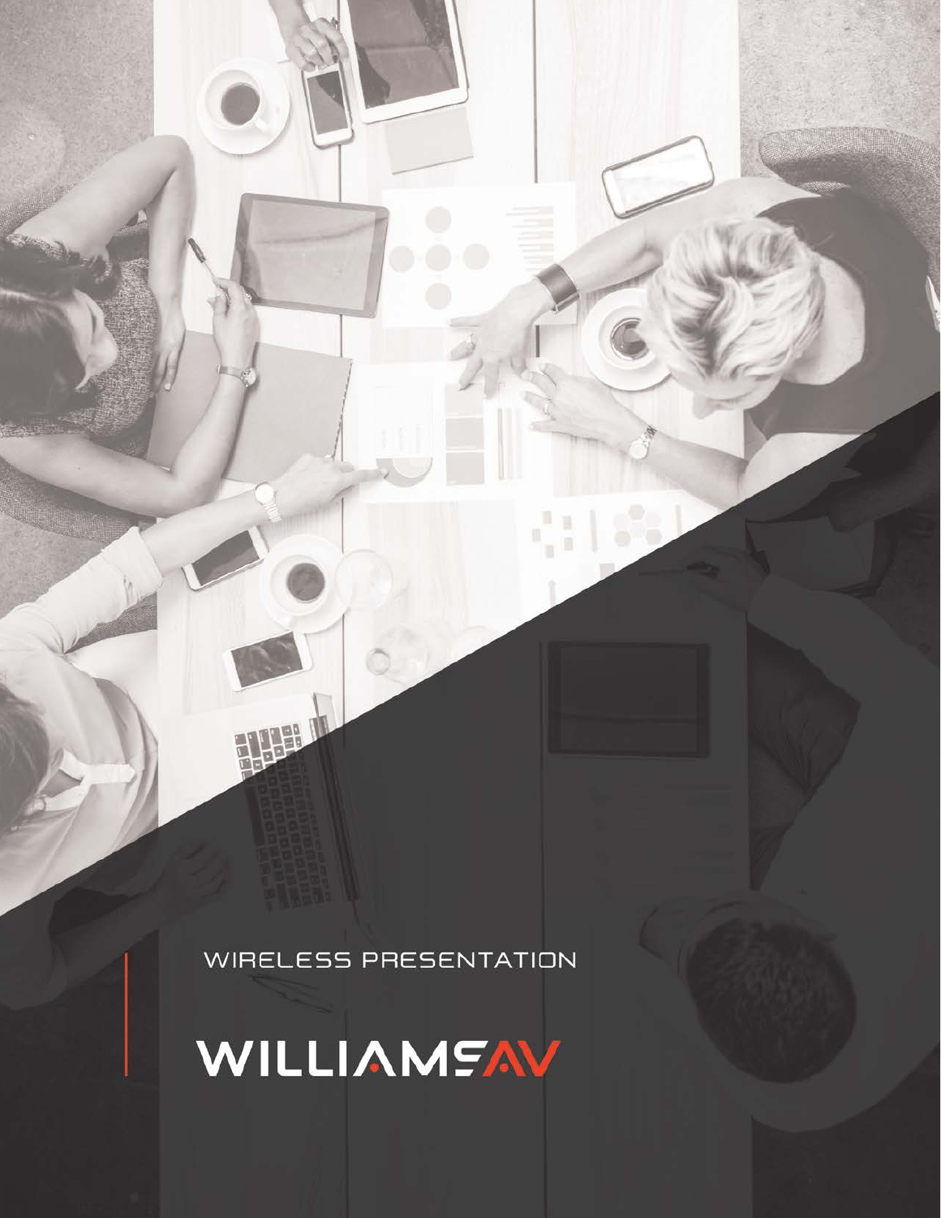WIRELESS PRESENTATION

# WILLIAMS AV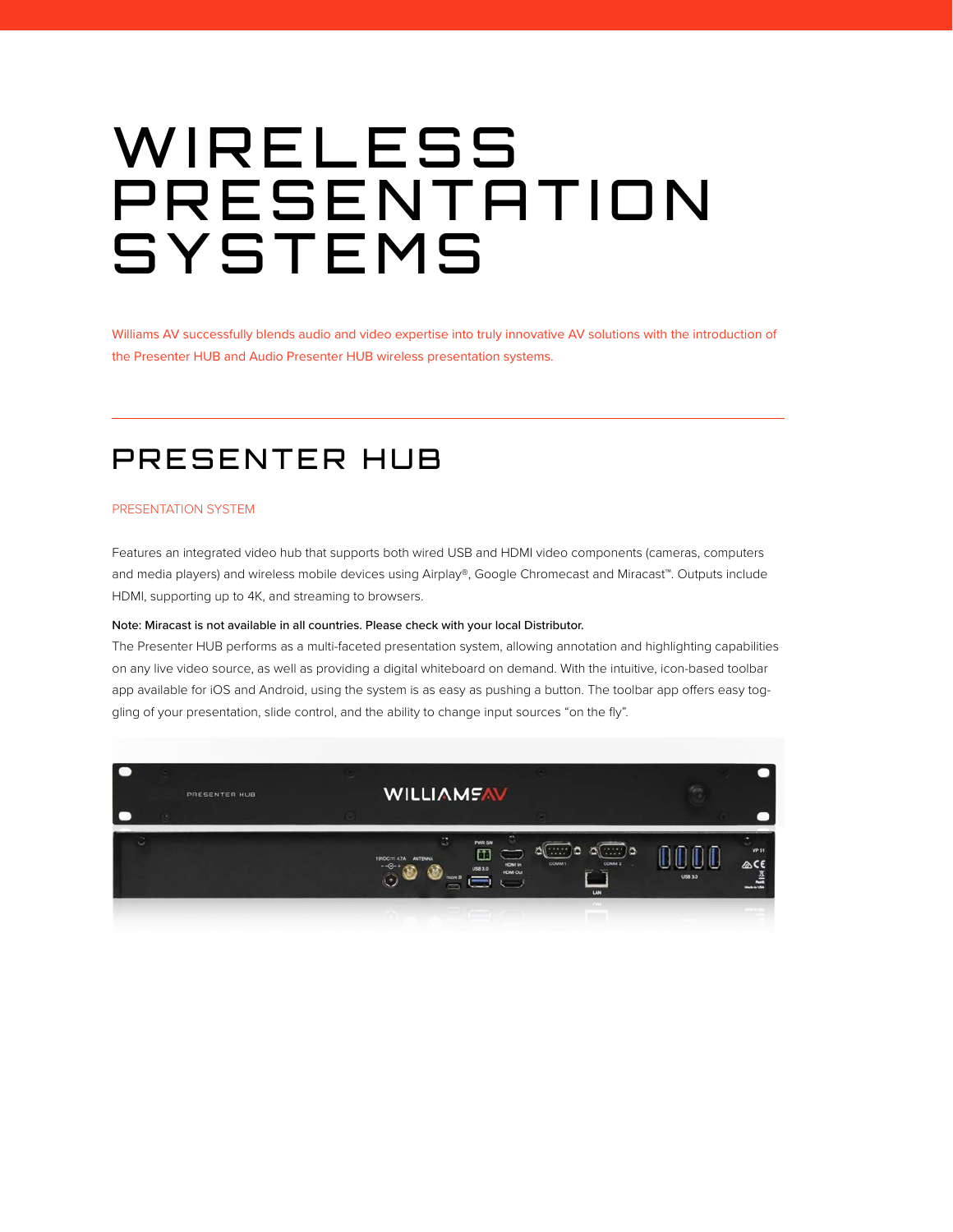# WIRELESS PRESENTATION SYSTEMS

Williams AV successfully blends audio and video expertise into truly innovative AV solutions with the introduction of the Presenter HUB and Audio Presenter HUB wireless presentation systems.

---

## PRESENTER HUB

PRESENTATION SYSTEM

Features an integrated video hub that supports both wired USB and HDMI video components (cameras, computers and media players) and wireless mobile devices using Airplay®, Google Chromecast and Miracast™. Outputs include HDMI, supporting up to 4K, and streaming to browsers.

Note: Miracast is not available in all countries. Please check with your local Distributor.

The Presenter HUB performs as a multi-faceted presentation system, allowing annotation and highlighting capabilities on any live video source, as well as providing a digital whiteboard on demand. With the intuitive, icon-based toolbar app available for iOS and Android, using the system is as easy as pushing a button. The toolbar app offers easy toggling of your presentation, slide control, and the ability to change input sources "on the fly".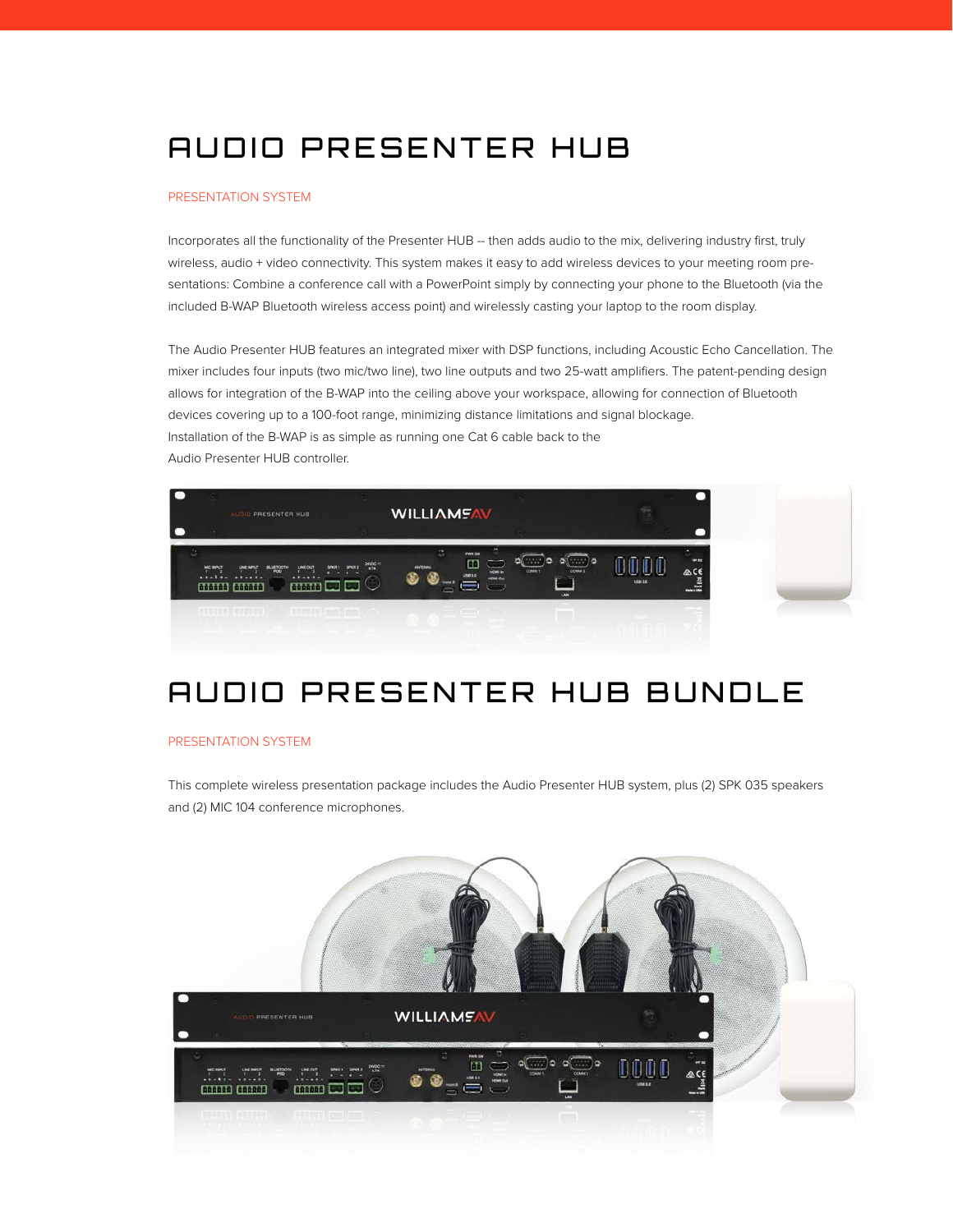# AUDIO PRESENTER HUB

PRESENTATION SYSTEM

Incorporates all the functionality of the Presenter HUB -- then adds audio to the mix, delivering industry first, truly wireless, audio + video connectivity. This system makes it easy to add wireless devices to your meeting room presentations: Combine a conference call with a PowerPoint simply by connecting your phone to the Bluetooth (via the included B-WAP Bluetooth wireless access point) and wirelessly casting your laptop to the room display.

The Audio Presenter HUB features an integrated mixer with DSP functions, including Acoustic Echo Cancellation. The mixer includes four inputs (two mic/two line), two line outputs and two 25-watt amplifiers. The patent-pending design allows for integration of the B-WAP into the ceiling above your workspace, allowing for connection of Bluetooth devices covering up to a 100-foot range, minimizing distance limitations and signal blockage.
Installation of the B-WAP is as simple as running one Cat 6 cable back to the Audio Presenter HUB controller.

# AUDIO PRESENTER HUB BUNDLE

PRESENTATION SYSTEM

This complete wireless presentation package includes the Audio Presenter HUB system, plus (2) SPK 035 speakers and (2) MIC 104 conference microphones.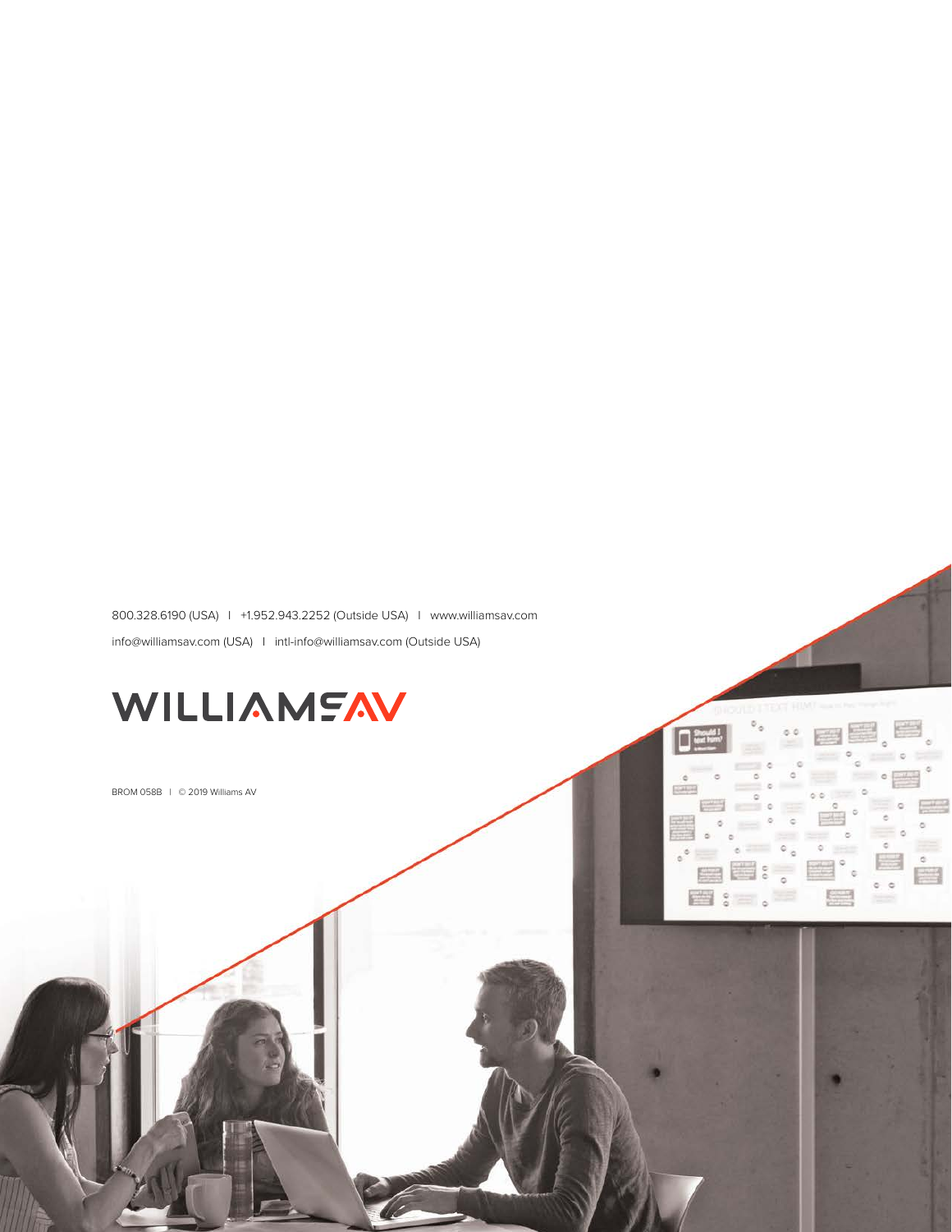800.328.6190 (USA) | +1.952.943.2252 (Outside USA) | www.williamsav.com

info@williamsav.com (USA) | intl-info@williamsav.com (Outside USA)

WILLIAMS AV

BROM 058B | © 2019 Williams AV